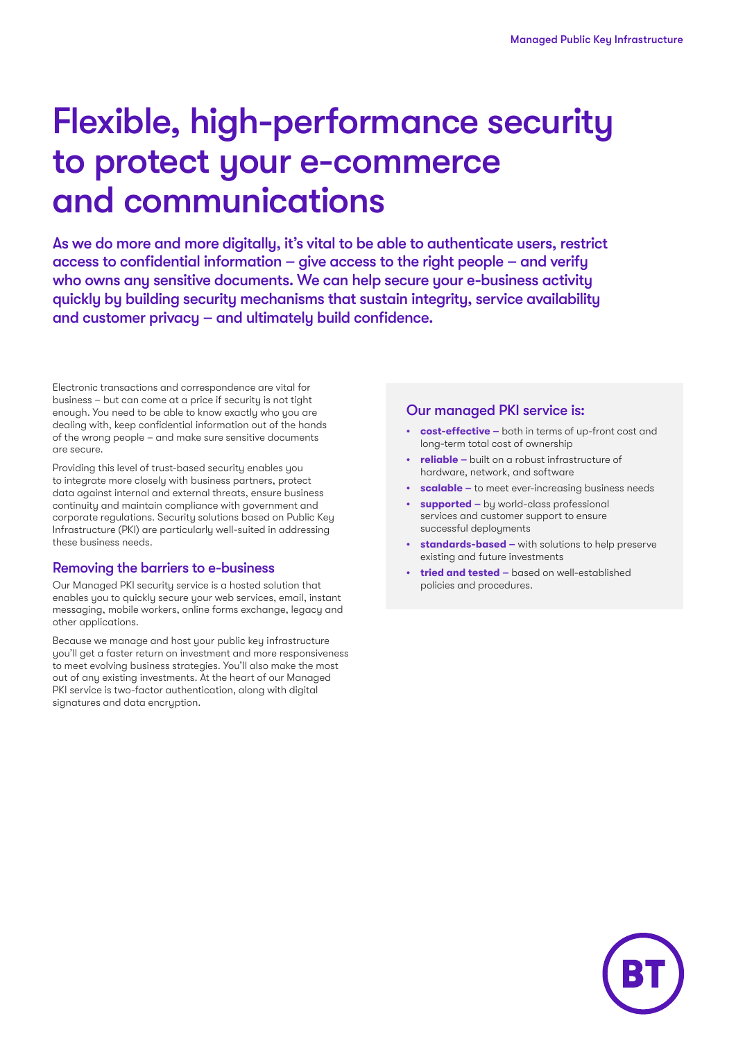# Flexible, high-performance security to protect your e-commerce and communications

**As we do more and more digitally, it's vital to be able to authenticate users, restrict access to confidential information – give access to the right people – and verify who owns any sensitive documents. We can help secure your e-business activity quickly by building security mechanisms that sustain integrity, service availability and customer privacy – and ultimately build confidence.**

Electronic transactions and correspondence are vital for business – but can come at a price if security is not tight enough. You need to be able to know exactly who you are dealing with, keep confidential information out of the hands of the wrong people – and make sure sensitive documents are secure.

Providing this level of trust-based security enables you to integrate more closely with business partners, protect data against internal and external threats, ensure business continuity and maintain compliance with government and corporate regulations. Security solutions based on Public Key Infrastructure (PKI) are particularly well-suited in addressing these business needs.

## Removing the barriers to e-business

Our Managed PKI security service is a hosted solution that enables you to quickly secure your web services, email, instant messaging, mobile workers, online forms exchange, legacy and other applications.

Because we manage and host your public key infrastructure you'll get a faster return on investment and more responsiveness to meet evolving business strategies. You'll also make the most out of any existing investments. At the heart of our Managed PKI service is two-factor authentication, along with digital signatures and data encryption.

## Our managed PKI service is:

- **cost-effective –** both in terms of up-front cost and long-term total cost of ownership
- **reliable –** built on a robust infrastructure of hardware, network, and software
- **scalable –** to meet ever-increasing business needs
- **supported –** by world-class professional services and customer support to ensure successful deployments
- **standards-based –** with solutions to help preserve existing and future investments
- **tried and tested –** based on well-established policies and procedures.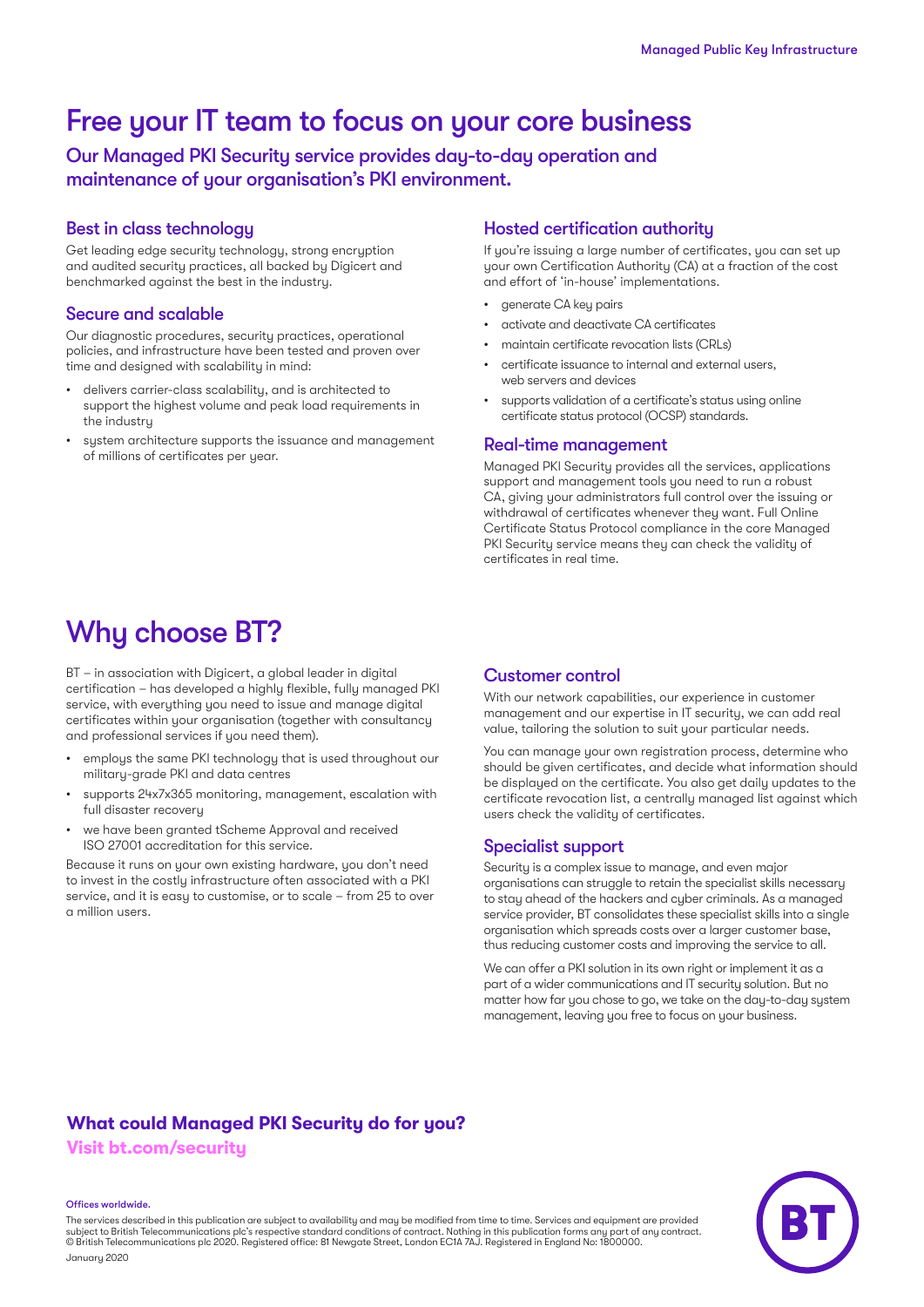# Free your IT team to focus on your core business

## Our Managed PKI Security service provides day-to-day operation and maintenance of your organisation's PKI environment.

### Best in class technology

Get leading edge security technology, strong encryption and audited security practices, all backed by Digicert and benchmarked against the best in the industry.

### Secure and scalable

Our diagnostic procedures, security practices, operational policies, and infrastructure have been tested and proven over time and designed with scalability in mind:

- delivers carrier-class scalability, and is architected to support the highest volume and peak load requirements in the industry
- system architecture supports the issuance and management of millions of certificates per year.

### Hosted certification authority

If you're issuing a large number of certificates, you can set up your own Certification Authority (CA) at a fraction of the cost and effort of 'in-house' implementations.

- generate CA key pairs
- activate and deactivate CA certificates
- maintain certificate revocation lists (CRLs)
- certificate issuance to internal and external users, web servers and devices
- supports validation of a certificate's status using online certificate status protocol (OCSP) standards.

### Real-time management

Managed PKI Security provides all the services, applications support and management tools you need to run a robust CA, giving your administrators full control over the issuing or withdrawal of certificates whenever they want. Full Online Certificate Status Protocol compliance in the core Managed PKI Security service means they can check the validity of certificates in real time.

# Why choose BT?

BT – in association with Digicert, a global leader in digital certification – has developed a highly flexible, fully managed PKI service, with everything you need to issue and manage digital certificates within your organisation (together with consultancy and professional services if you need them).

- employs the same PKI technology that is used throughout our military-grade PKI and data centres
- supports 24x7x365 monitoring, management, escalation with full disaster recovery
- we have been granted tScheme Approval and received ISO 27001 accreditation for this service.

Because it runs on your own existing hardware, you don't need to invest in the costly infrastructure often associated with a PKI service, and it is easy to customise, or to scale – from 25 to over a million users.

### Customer control

With our network capabilities, our experience in customer management and our expertise in IT security, we can add real value, tailoring the solution to suit your particular needs.

You can manage your own registration process, determine who should be given certificates, and decide what information should be displayed on the certificate. You also get daily updates to the certificate revocation list, a centrally managed list against which users check the validity of certificates.

### Specialist support

Security is a complex issue to manage, and even major organisations can struggle to retain the specialist skills necessary to stay ahead of the hackers and cyber criminals. As a managed service provider, BT consolidates these specialist skills into a single organisation which spreads costs over a larger customer base, thus reducing customer costs and improving the service to all.

We can offer a PKI solution in its own right or implement it as a part of a wider communications and IT security solution. But no matter how far you chose to go, we take on the day-to-day system management, leaving you free to focus on your business.

**What could Managed PKI Security do for you?**
**Visit bt.com/security**

**Offices worldwide.**

The services described in this publication are subject to availability and may be modified from time to time. Services and equipment are provided subject to British Telecommunications plc's respective standard conditions of contract. Nothing in this publication forms any part of any contract.
© British Telecommunications plc 2020. Registered office: 81 Newgate Street, London EC1A 7AJ. Registered in England No: 1800000.

January 2020